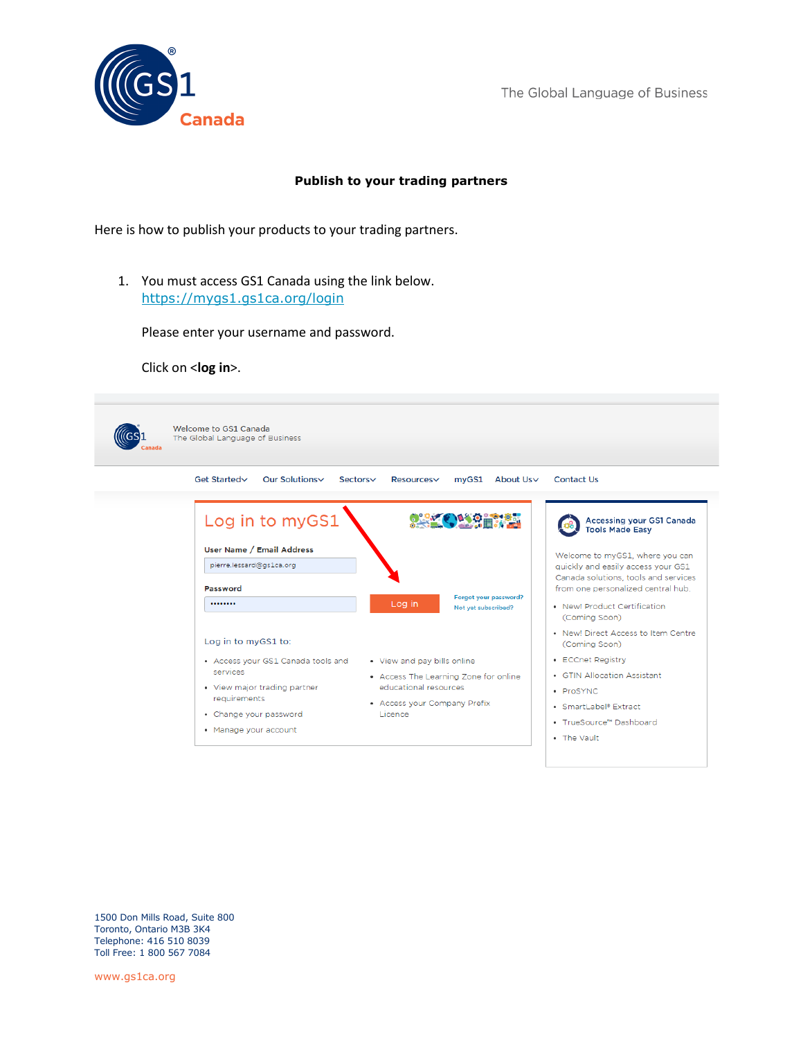**Publish to your trading partners**

Here is how to publish your products to your trading partners.

1. You must access GS1 Canada using the link below.
   https://mygs1.gs1ca.org/login

   Please enter your username and password.

   Click on <**log in**>.

1500 Don Mills Road, Suite 800
Toronto, Ontario M3B 3K4
Telephone: 416 510 8039
Toll Free: 1 800 567 7084

www.gs1ca.org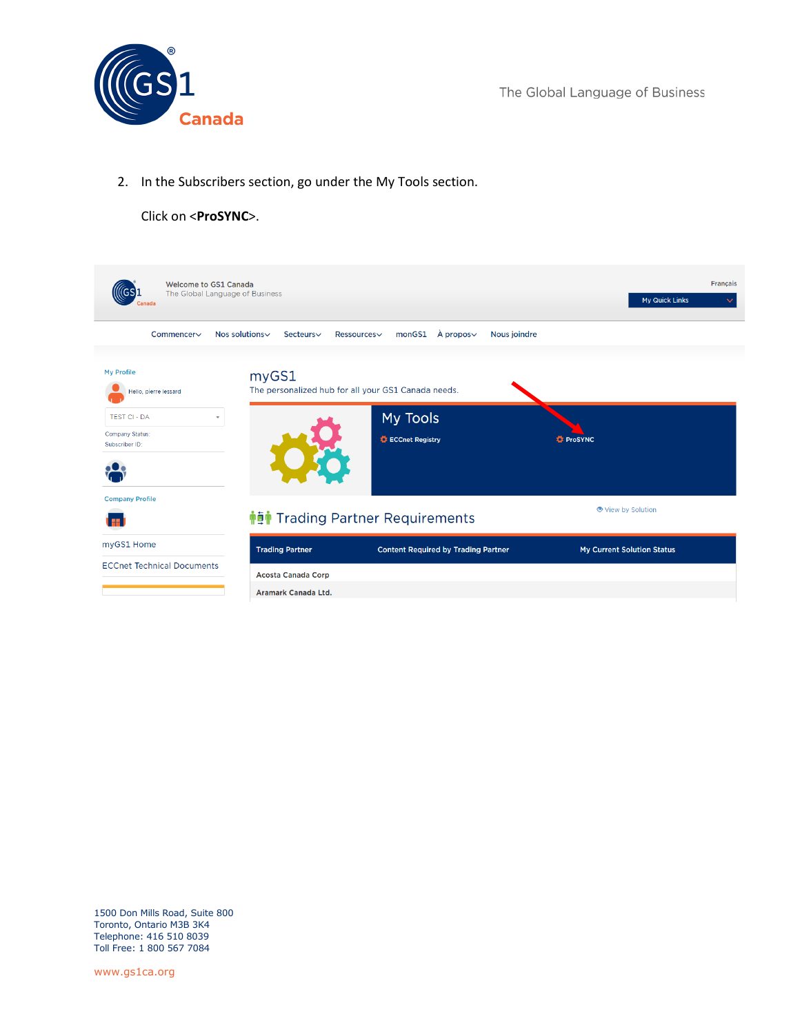2. In the Subscribers section, go under the My Tools section.

   Click on <**ProSYNC**>.

Welcome to GS1 Canada
The Global Language of Business

Français

My Quick Links

Commencer Nos solutions Secteurs Ressources monGS1 À propos Nous joindre

My Profile

Hello, pierre lessard

TEST CI - DA

Company Status:
Subscriber ID:

Company Profile

myGS1 Home

ECCnet Technical Documents

myGS1

The personalized hub for all your GS1 Canada needs.

My Tools

ECCnet Registry

ProSYNC

View by Solution

Trading Partner Requirements

| Trading Partner | Content Required by Trading Partner | My Current Solution Status |
| --- | --- | --- |
| Acosta Canada Corp | | |
| Aramark Canada Ltd. | | |

1500 Don Mills Road, Suite 800
Toronto, Ontario M3B 3K4
Telephone: 416 510 8039
Toll Free: 1 800 567 7084

www.gs1ca.org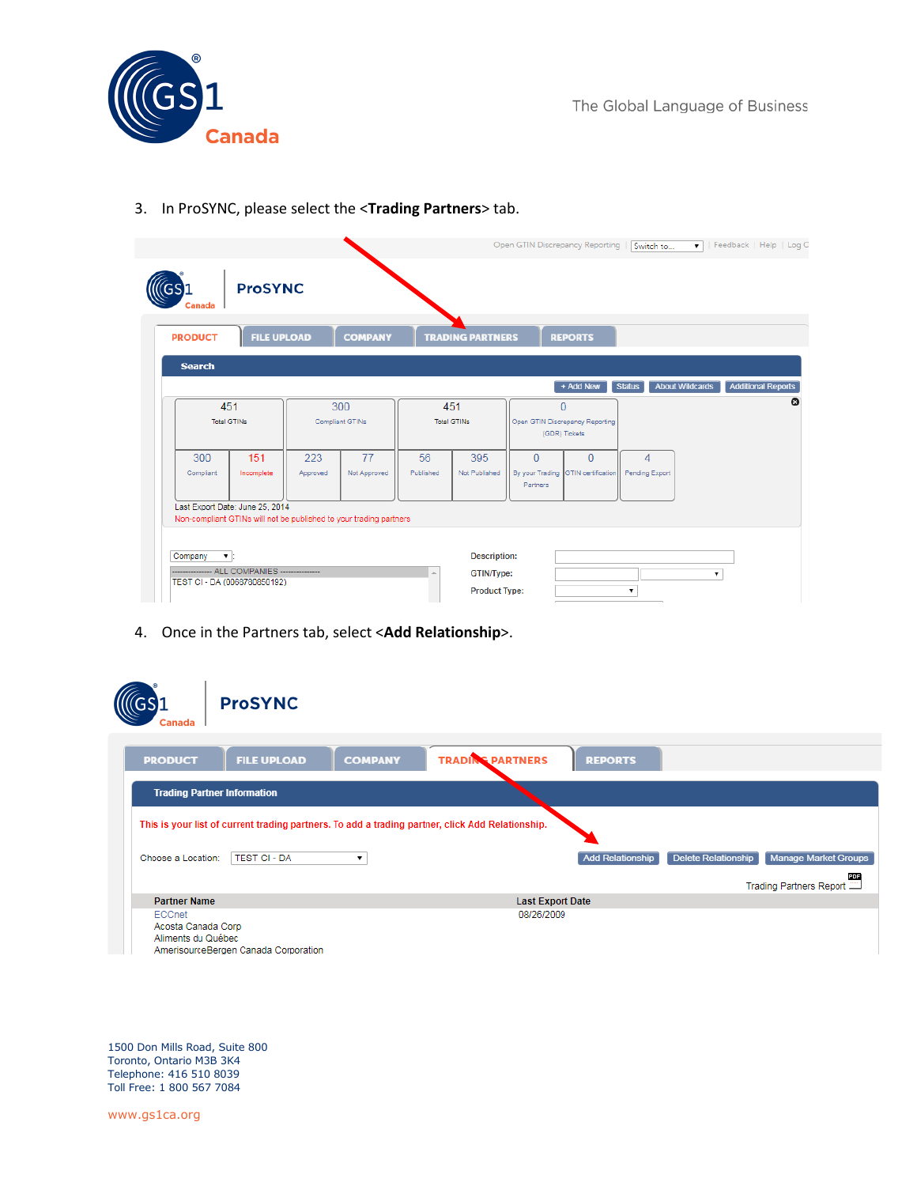3. In ProSYNC, please select the <**Trading Partners**> tab.

4. Once in the Partners tab, select <**Add Relationship**>.

1500 Don Mills Road, Suite 800
Toronto, Ontario M3B 3K4
Telephone: 416 510 8039
Toll Free: 1 800 567 7084

www.gs1ca.org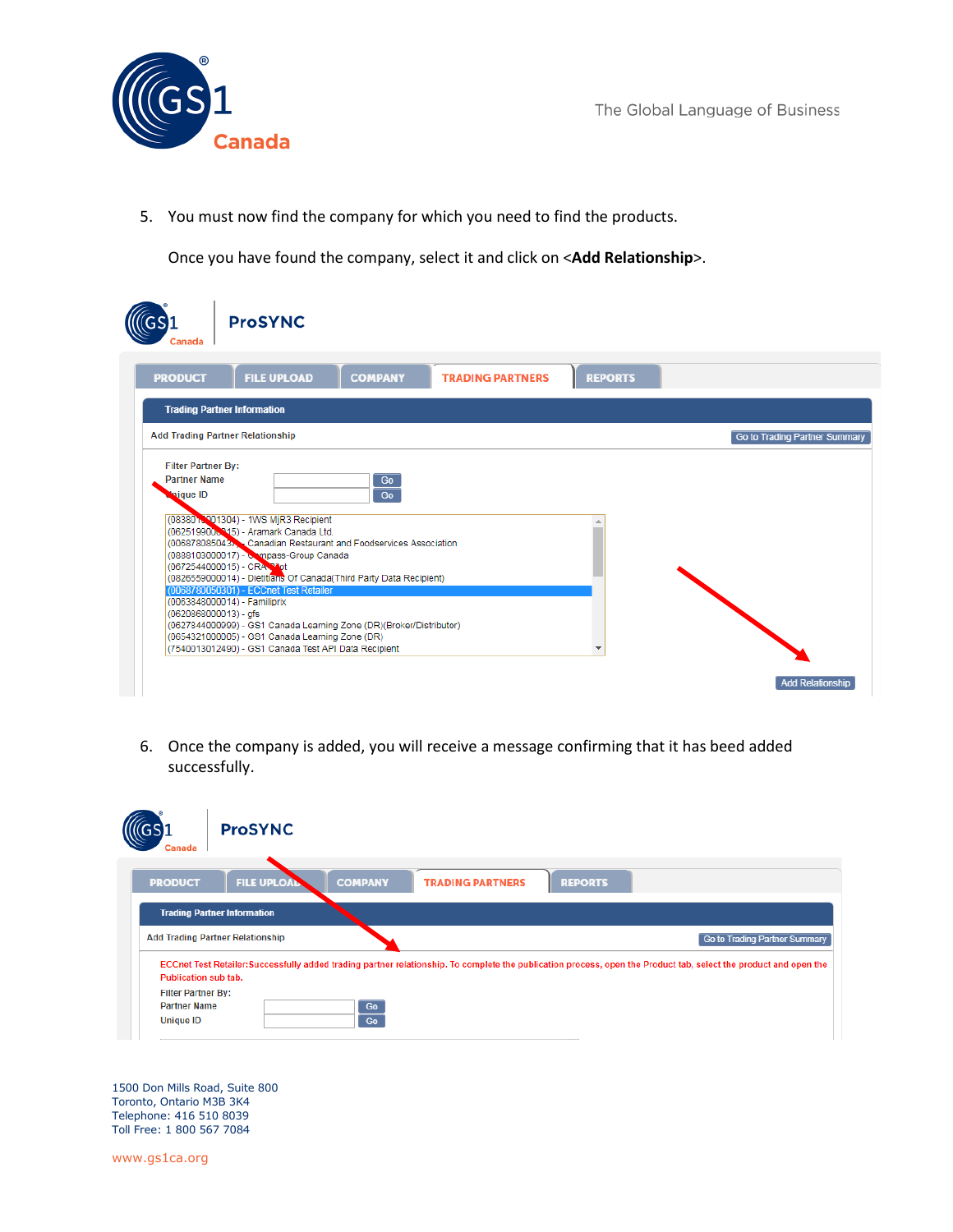5. You must now find the company for which you need to find the products.

   Once you have found the company, select it and click on <**Add Relationship**>.

ProSYNC

PRODUCT | FILE UPLOAD | COMPANY | TRADING PARTNERS | REPORTS

Trading Partner Information

Add Trading Partner Relationship — Go to Trading Partner Summary

Filter Partner By:
Partner Name — Go
Unique ID — Go

(0838010001304) - 1WS MJR3 Recipient
(0625199000015) - Aramark Canada Ltd.
(0068780850437) - Canadian Restaurant and Foodservices Association
(0888103000017) - Compass-Group Canada
(0672544000015) - CRA Test
(0826559000014) - Dietitians Of Canada(Third Party Data Recipient)
(0068780050301) - ECCnet Test Retailer
(0063848000014) - Familiprix
(0620868000013) - gfs
(0627844000999) - GS1 Canada Learning Zone (DR)(Broker/Distributor)
(0654321000005) - GS1 Canada Learning Zone (DR)
(7540013012490) - GS1 Canada Test API Data Recipient

Add Relationship

6. Once the company is added, you will receive a message confirming that it has beed added successfully.

ProSYNC

PRODUCT | FILE UPLOAD | COMPANY | TRADING PARTNERS | REPORTS

Trading Partner Information

Add Trading Partner Relationship — Go to Trading Partner Summary

ECCnet Test Retailer:Successfully added trading partner relationship. To complete the publication process, open the Product tab, select the product and open the Publication sub tab.

Filter Partner By:
Partner Name — Go
Unique ID — Go

1500 Don Mills Road, Suite 800
Toronto, Ontario M3B 3K4
Telephone: 416 510 8039
Toll Free: 1 800 567 7084

www.gs1ca.org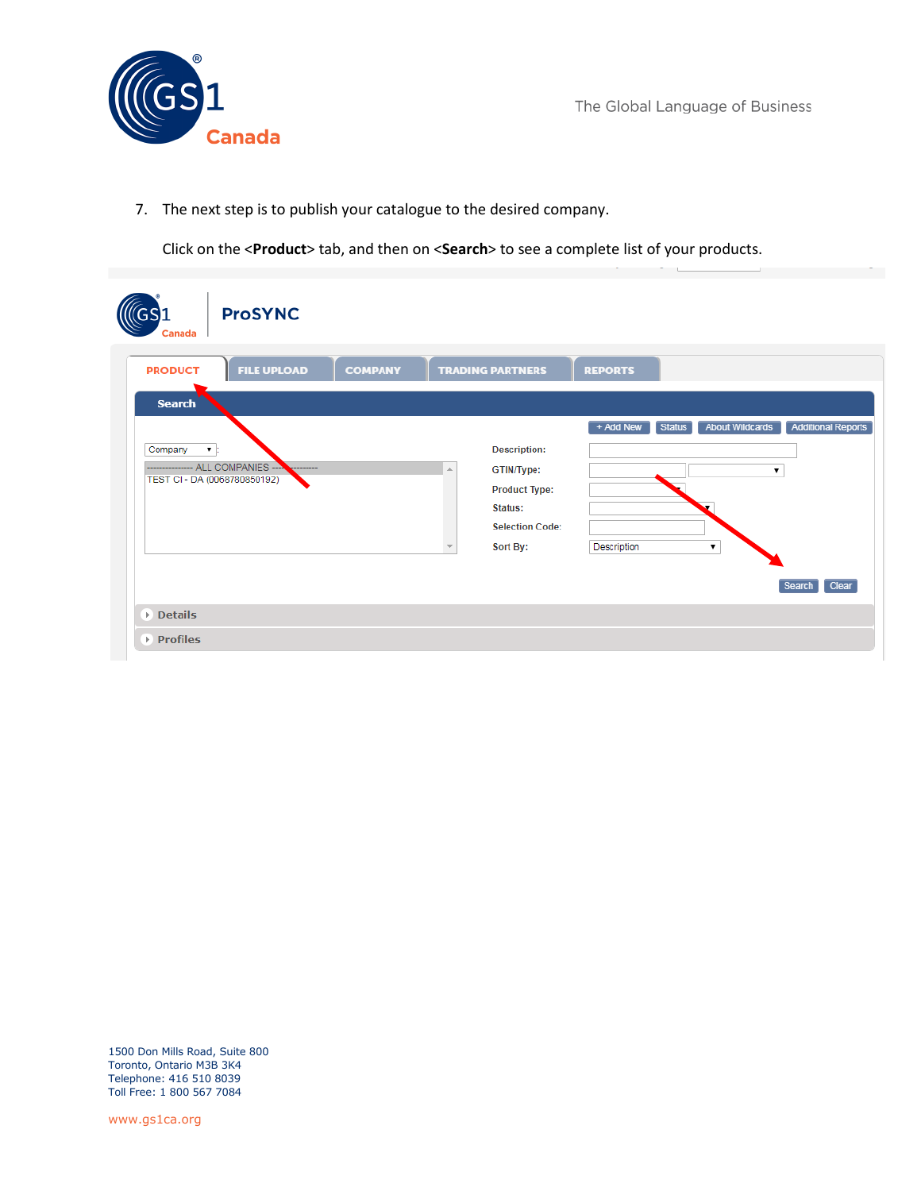7. The next step is to publish your catalogue to the desired company.

   Click on the <**Product**> tab, and then on <**Search**> to see a complete list of your products.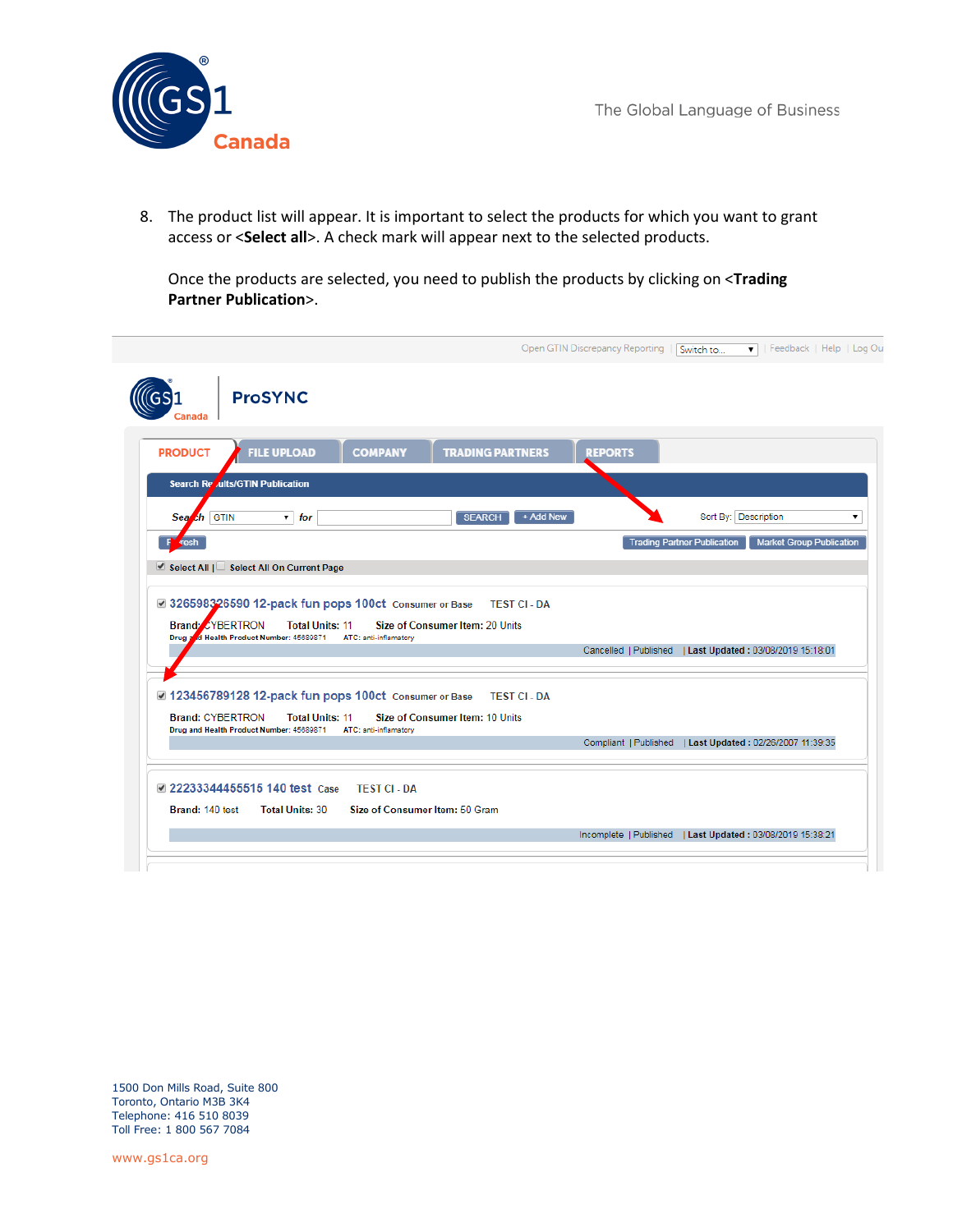8. The product list will appear. It is important to select the products for which you want to grant access or <**Select all**>. A check mark will appear next to the selected products.

   Once the products are selected, you need to publish the products by clicking on <**Trading Partner Publication**>.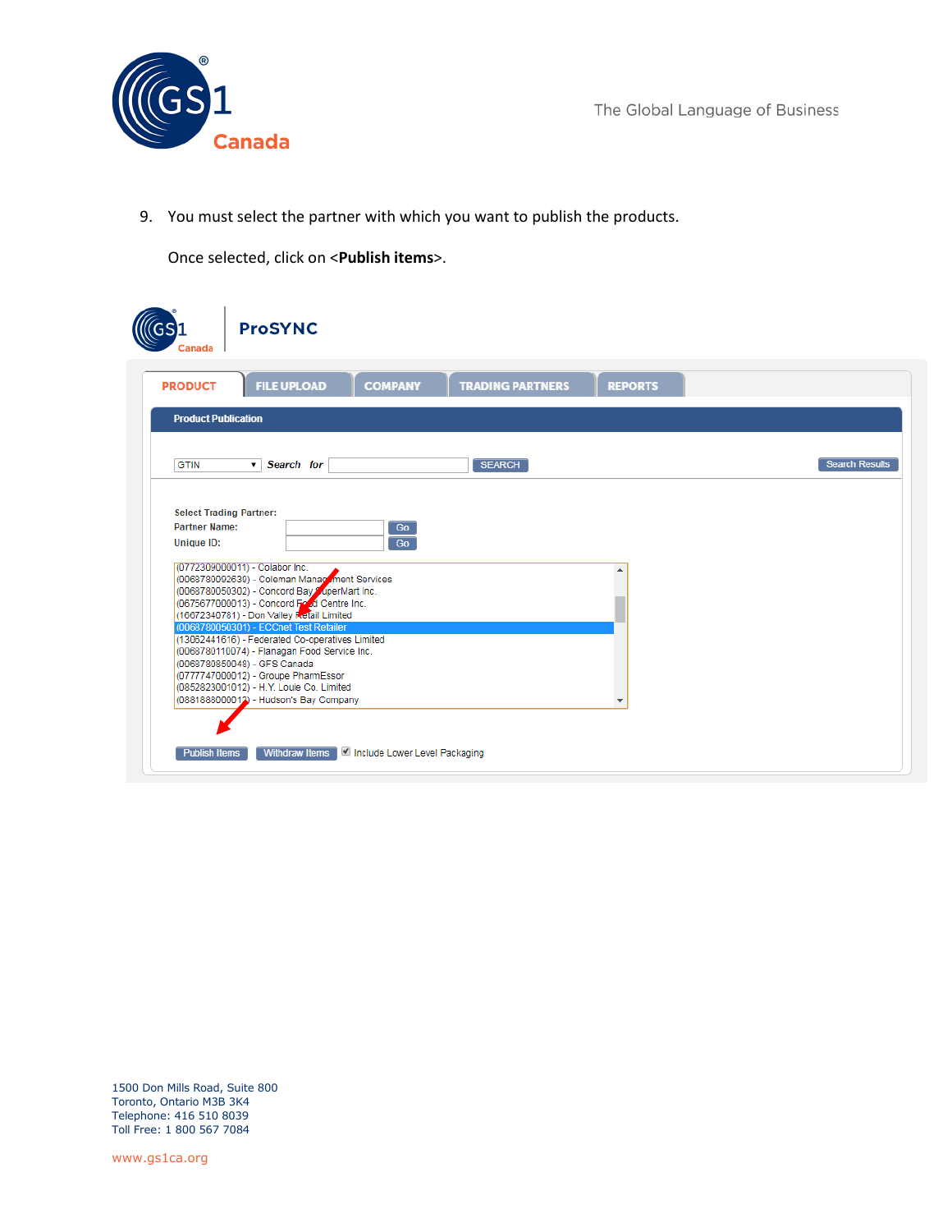9. You must select the partner with which you want to publish the products.

   Once selected, click on <**Publish items**>.

ProSYNC

PRODUCT | FILE UPLOAD | COMPANY | TRADING PARTNERS | REPORTS

**Product Publication**

GTIN ▾ *Search for* [ ] SEARCH    Search Results

Select Trading Partner:
Partner Name: [ ] Go
Unique ID: [ ] Go

(0772309000011) - Colabor Inc.
(0068780092630) - Coleman Management Services
(0068780050302) - Concord Bay SuperMart Inc.
(0675677000013) - Concord Food Centre Inc.
(16672340781) - Don Valley Retail Limited
(0068780050301) - ECCnet Test Retailer
(13062441616) - Federated Co-operatives Limited
(0068780110074) - Flanagan Food Service Inc.
(0068780850048) - GFS Canada
(0777747000012) - Groupe PharmEssor
(0852823001012) - H.Y. Louie Co. Limited
(0881888000012) - Hudson's Bay Company

Publish Items | Withdraw Items | ☑ Include Lower Level Packaging

1500 Don Mills Road, Suite 800
Toronto, Ontario M3B 3K4
Telephone: 416 510 8039
Toll Free: 1 800 567 7084

www.gs1ca.org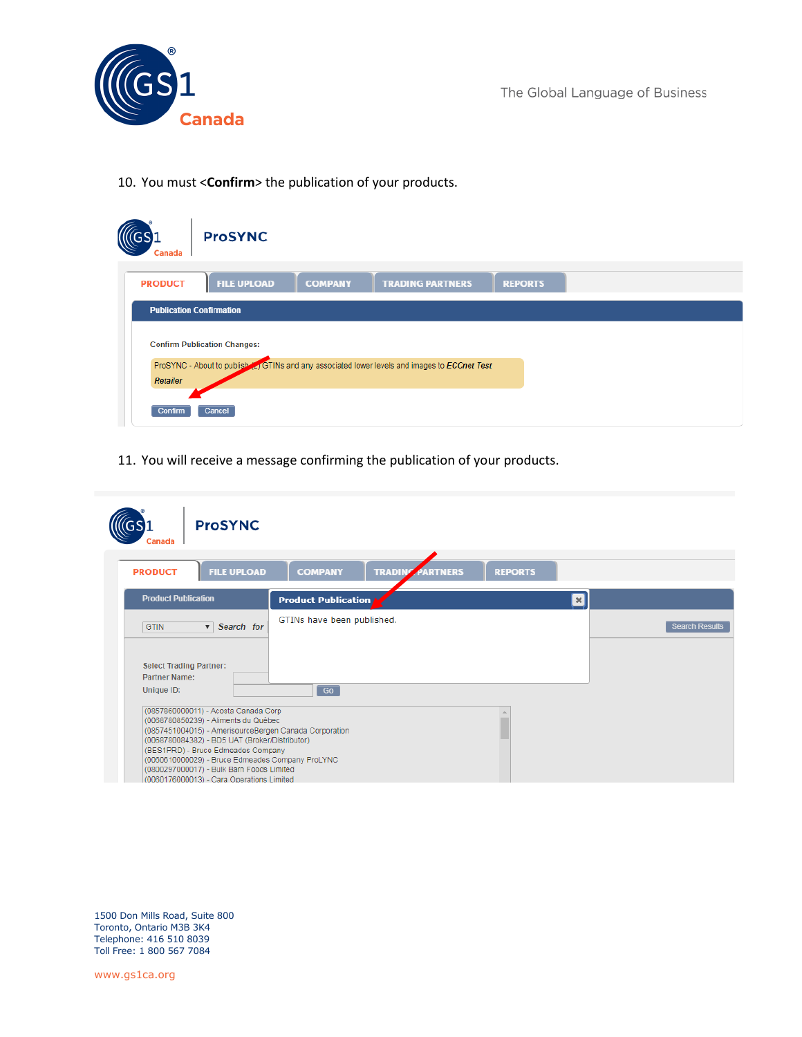10. You must <**Confirm**> the publication of your products.

ProSYNC

PRODUCT | FILE UPLOAD | COMPANY | TRADING PARTNERS | REPORTS

Publication Confirmation

Confirm Publication Changes:

ProSYNC - About to publish (2) GTINs and any associated lower levels and images to *ECCnet Test Retailer*

Confirm | Cancel

11. You will receive a message confirming the publication of your products.

ProSYNC

PRODUCT | FILE UPLOAD | COMPANY | TRADING PARTNERS | REPORTS

Product Publication

Product Publication

GTINs have been published.

GTIN | Search for | Search Results

Select Trading Partner:
Partner Name:
Unique ID: | Go

(0857860000011) - Acosta Canada Corp
(0068780850239) - Aliments du Québec
(0857451004015) - AmerisourceBergen Canada Corporation
(0068780084382) - BD5 UAT (Broker/Distributor)
(BES1PRD) - Bruce Edmeades Company
(0060610000029) - Bruce Edmeades Company ProLYNC
(0800297000017) - Bulk Barn Foods Limited
(0060176000013) - Cara Operations Limited

1500 Don Mills Road, Suite 800
Toronto, Ontario M3B 3K4
Telephone: 416 510 8039
Toll Free: 1 800 567 7084

www.gs1ca.org